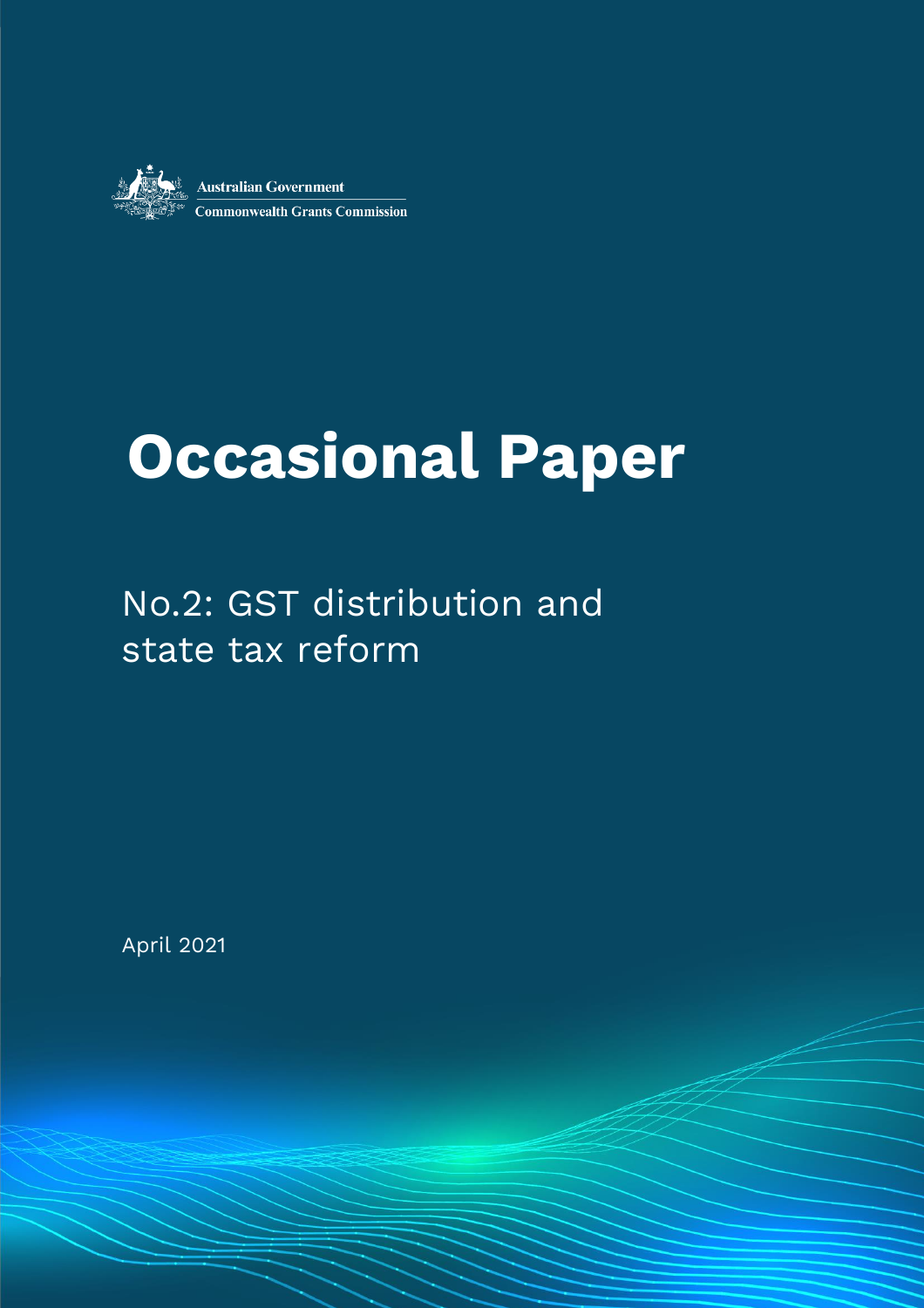Australian Government
Commonwealth Grants Commission

# Occasional Paper

## No.2: GST distribution and state tax reform

April 2021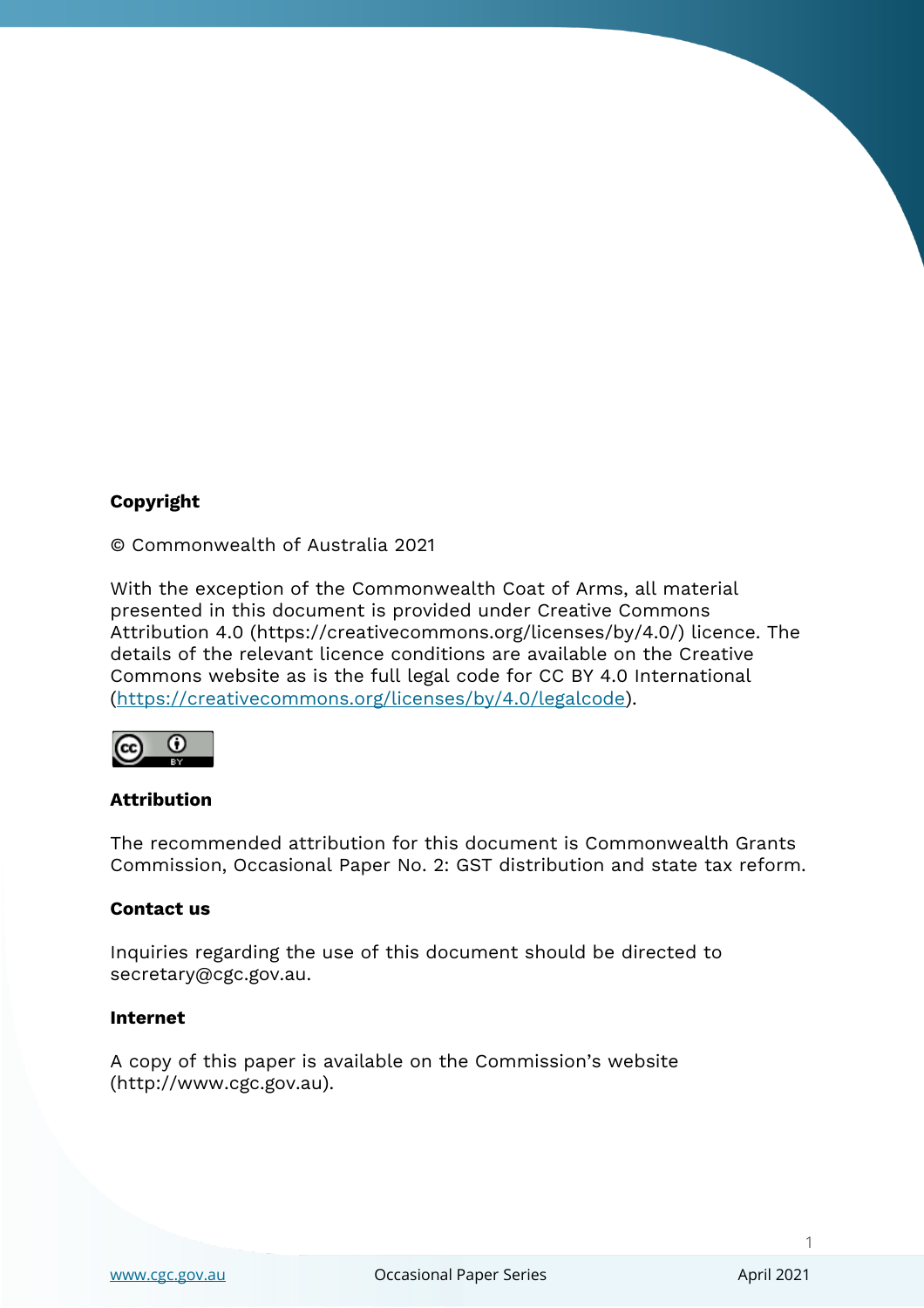**Copyright**

© Commonwealth of Australia 2021

With the exception of the Commonwealth Coat of Arms, all material presented in this document is provided under Creative Commons Attribution 4.0 (https://creativecommons.org/licenses/by/4.0/) licence. The details of the relevant licence conditions are available on the Creative Commons website as is the full legal code for CC BY 4.0 International (https://creativecommons.org/licenses/by/4.0/legalcode).

**Attribution**

The recommended attribution for this document is Commonwealth Grants Commission, Occasional Paper No. 2: GST distribution and state tax reform.

**Contact us**

Inquiries regarding the use of this document should be directed to secretary@cgc.gov.au.

**Internet**

A copy of this paper is available on the Commission's website (http://www.cgc.gov.au).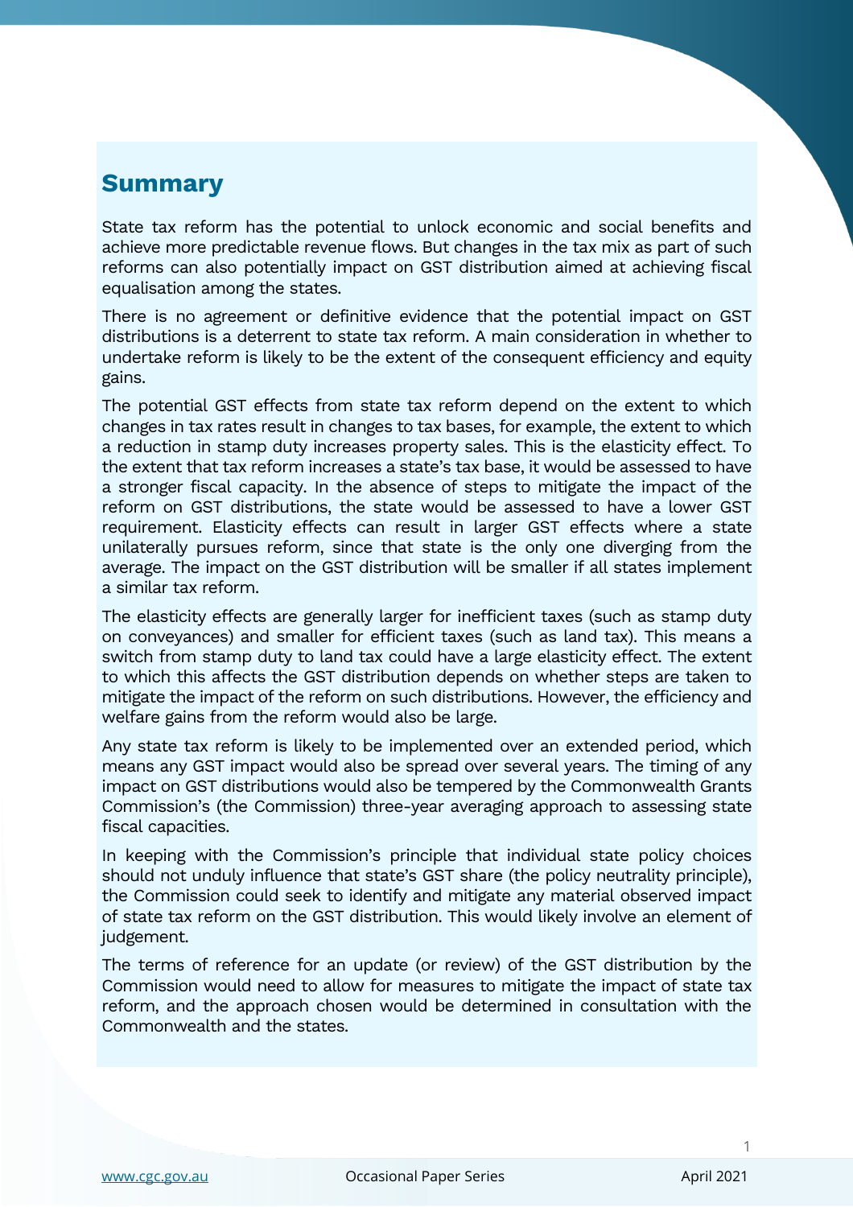## Summary

State tax reform has the potential to unlock economic and social benefits and achieve more predictable revenue flows. But changes in the tax mix as part of such reforms can also potentially impact on GST distribution aimed at achieving fiscal equalisation among the states.

There is no agreement or definitive evidence that the potential impact on GST distributions is a deterrent to state tax reform. A main consideration in whether to undertake reform is likely to be the extent of the consequent efficiency and equity gains.

The potential GST effects from state tax reform depend on the extent to which changes in tax rates result in changes to tax bases, for example, the extent to which a reduction in stamp duty increases property sales. This is the elasticity effect. To the extent that tax reform increases a state's tax base, it would be assessed to have a stronger fiscal capacity. In the absence of steps to mitigate the impact of the reform on GST distributions, the state would be assessed to have a lower GST requirement. Elasticity effects can result in larger GST effects where a state unilaterally pursues reform, since that state is the only one diverging from the average. The impact on the GST distribution will be smaller if all states implement a similar tax reform.

The elasticity effects are generally larger for inefficient taxes (such as stamp duty on conveyances) and smaller for efficient taxes (such as land tax). This means a switch from stamp duty to land tax could have a large elasticity effect. The extent to which this affects the GST distribution depends on whether steps are taken to mitigate the impact of the reform on such distributions. However, the efficiency and welfare gains from the reform would also be large.

Any state tax reform is likely to be implemented over an extended period, which means any GST impact would also be spread over several years. The timing of any impact on GST distributions would also be tempered by the Commonwealth Grants Commission's (the Commission) three-year averaging approach to assessing state fiscal capacities.

In keeping with the Commission's principle that individual state policy choices should not unduly influence that state's GST share (the policy neutrality principle), the Commission could seek to identify and mitigate any material observed impact of state tax reform on the GST distribution. This would likely involve an element of judgement.

The terms of reference for an update (or review) of the GST distribution by the Commission would need to allow for measures to mitigate the impact of state tax reform, and the approach chosen would be determined in consultation with the Commonwealth and the states.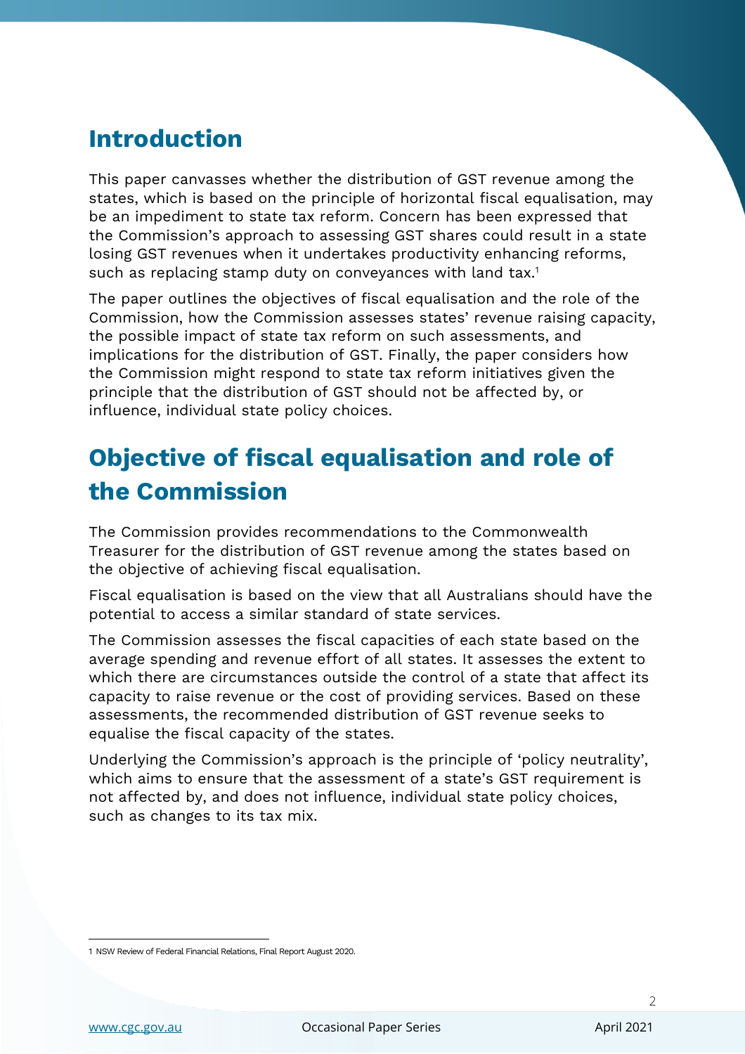## Introduction

This paper canvasses whether the distribution of GST revenue among the states, which is based on the principle of horizontal fiscal equalisation, may be an impediment to state tax reform. Concern has been expressed that the Commission's approach to assessing GST shares could result in a state losing GST revenues when it undertakes productivity enhancing reforms, such as replacing stamp duty on conveyances with land tax.[1]

The paper outlines the objectives of fiscal equalisation and the role of the Commission, how the Commission assesses states' revenue raising capacity, the possible impact of state tax reform on such assessments, and implications for the distribution of GST. Finally, the paper considers how the Commission might respond to state tax reform initiatives given the principle that the distribution of GST should not be affected by, or influence, individual state policy choices.

## Objective of fiscal equalisation and role of the Commission

The Commission provides recommendations to the Commonwealth Treasurer for the distribution of GST revenue among the states based on the objective of achieving fiscal equalisation.

Fiscal equalisation is based on the view that all Australians should have the potential to access a similar standard of state services.

The Commission assesses the fiscal capacities of each state based on the average spending and revenue effort of all states. It assesses the extent to which there are circumstances outside the control of a state that affect its capacity to raise revenue or the cost of providing services. Based on these assessments, the recommended distribution of GST revenue seeks to equalise the fiscal capacity of the states.

Underlying the Commission's approach is the principle of 'policy neutrality', which aims to ensure that the assessment of a state's GST requirement is not affected by, and does not influence, individual state policy choices, such as changes to its tax mix.

1 NSW Review of Federal Financial Relations, Final Report August 2020.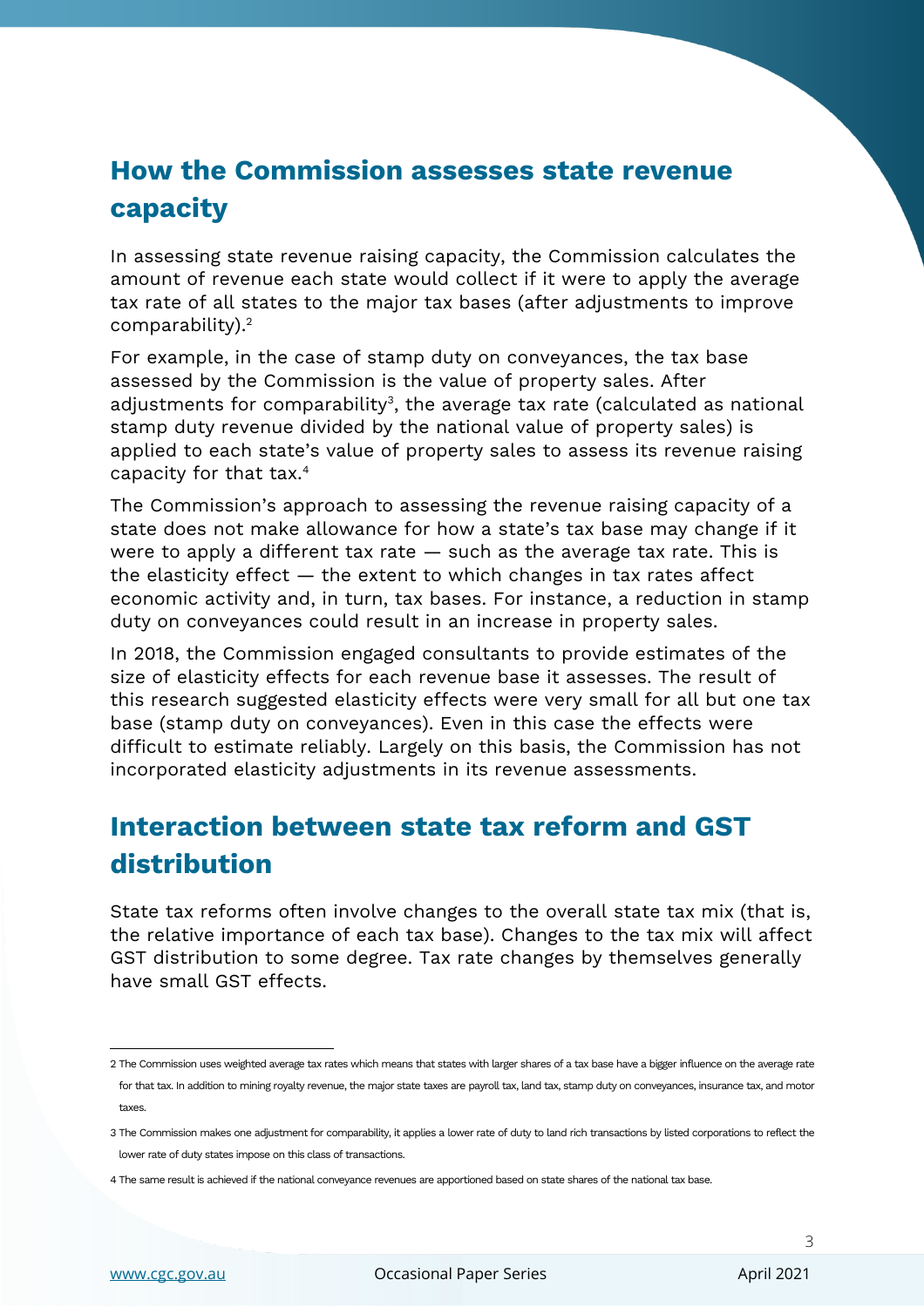## How the Commission assesses state revenue capacity

In assessing state revenue raising capacity, the Commission calculates the amount of revenue each state would collect if it were to apply the average tax rate of all states to the major tax bases (after adjustments to improve comparability).[2]

For example, in the case of stamp duty on conveyances, the tax base assessed by the Commission is the value of property sales. After adjustments for comparability[3], the average tax rate (calculated as national stamp duty revenue divided by the national value of property sales) is applied to each state's value of property sales to assess its revenue raising capacity for that tax.[4]

The Commission's approach to assessing the revenue raising capacity of a state does not make allowance for how a state's tax base may change if it were to apply a different tax rate — such as the average tax rate. This is the elasticity effect — the extent to which changes in tax rates affect economic activity and, in turn, tax bases. For instance, a reduction in stamp duty on conveyances could result in an increase in property sales.

In 2018, the Commission engaged consultants to provide estimates of the size of elasticity effects for each revenue base it assesses. The result of this research suggested elasticity effects were very small for all but one tax base (stamp duty on conveyances). Even in this case the effects were difficult to estimate reliably. Largely on this basis, the Commission has not incorporated elasticity adjustments in its revenue assessments.

## Interaction between state tax reform and GST distribution

State tax reforms often involve changes to the overall state tax mix (that is, the relative importance of each tax base). Changes to the tax mix will affect GST distribution to some degree. Tax rate changes by themselves generally have small GST effects.

---

2 The Commission uses weighted average tax rates which means that states with larger shares of a tax base have a bigger influence on the average rate for that tax. In addition to mining royalty revenue, the major state taxes are payroll tax, land tax, stamp duty on conveyances, insurance tax, and motor taxes.

3 The Commission makes one adjustment for comparability, it applies a lower rate of duty to land rich transactions by listed corporations to reflect the lower rate of duty states impose on this class of transactions.

4 The same result is achieved if the national conveyance revenues are apportioned based on state shares of the national tax base.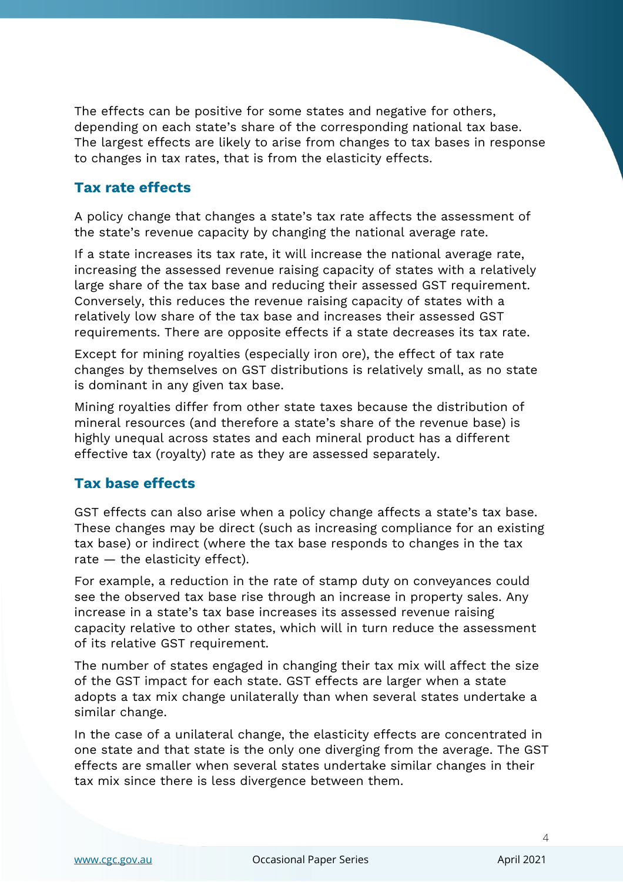The effects can be positive for some states and negative for others, depending on each state's share of the corresponding national tax base. The largest effects are likely to arise from changes to tax bases in response to changes in tax rates, that is from the elasticity effects.

## Tax rate effects

A policy change that changes a state's tax rate affects the assessment of the state's revenue capacity by changing the national average rate.

If a state increases its tax rate, it will increase the national average rate, increasing the assessed revenue raising capacity of states with a relatively large share of the tax base and reducing their assessed GST requirement. Conversely, this reduces the revenue raising capacity of states with a relatively low share of the tax base and increases their assessed GST requirements. There are opposite effects if a state decreases its tax rate.

Except for mining royalties (especially iron ore), the effect of tax rate changes by themselves on GST distributions is relatively small, as no state is dominant in any given tax base.

Mining royalties differ from other state taxes because the distribution of mineral resources (and therefore a state's share of the revenue base) is highly unequal across states and each mineral product has a different effective tax (royalty) rate as they are assessed separately.

## Tax base effects

GST effects can also arise when a policy change affects a state's tax base. These changes may be direct (such as increasing compliance for an existing tax base) or indirect (where the tax base responds to changes in the tax rate — the elasticity effect).

For example, a reduction in the rate of stamp duty on conveyances could see the observed tax base rise through an increase in property sales. Any increase in a state's tax base increases its assessed revenue raising capacity relative to other states, which will in turn reduce the assessment of its relative GST requirement.

The number of states engaged in changing their tax mix will affect the size of the GST impact for each state. GST effects are larger when a state adopts a tax mix change unilaterally than when several states undertake a similar change.

In the case of a unilateral change, the elasticity effects are concentrated in one state and that state is the only one diverging from the average. The GST effects are smaller when several states undertake similar changes in their tax mix since there is less divergence between them.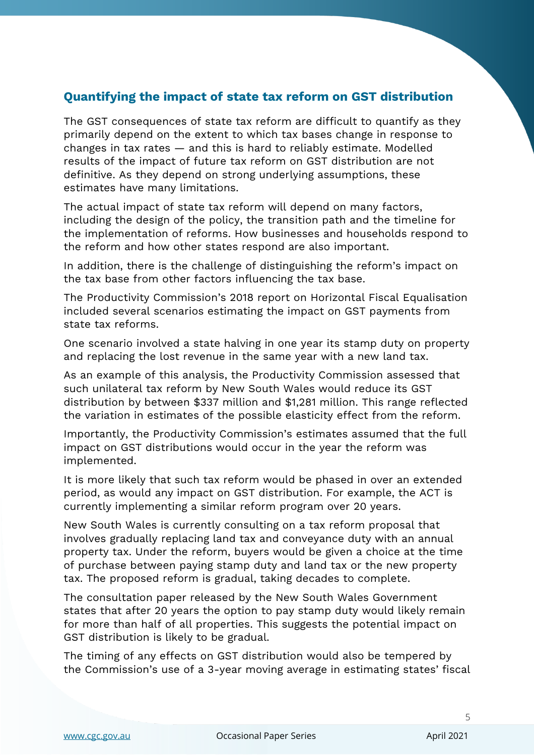## Quantifying the impact of state tax reform on GST distribution

The GST consequences of state tax reform are difficult to quantify as they primarily depend on the extent to which tax bases change in response to changes in tax rates — and this is hard to reliably estimate. Modelled results of the impact of future tax reform on GST distribution are not definitive. As they depend on strong underlying assumptions, these estimates have many limitations.

The actual impact of state tax reform will depend on many factors, including the design of the policy, the transition path and the timeline for the implementation of reforms. How businesses and households respond to the reform and how other states respond are also important.

In addition, there is the challenge of distinguishing the reform's impact on the tax base from other factors influencing the tax base.

The Productivity Commission's 2018 report on Horizontal Fiscal Equalisation included several scenarios estimating the impact on GST payments from state tax reforms.

One scenario involved a state halving in one year its stamp duty on property and replacing the lost revenue in the same year with a new land tax.

As an example of this analysis, the Productivity Commission assessed that such unilateral tax reform by New South Wales would reduce its GST distribution by between $337 million and $1,281 million. This range reflected the variation in estimates of the possible elasticity effect from the reform.

Importantly, the Productivity Commission's estimates assumed that the full impact on GST distributions would occur in the year the reform was implemented.

It is more likely that such tax reform would be phased in over an extended period, as would any impact on GST distribution. For example, the ACT is currently implementing a similar reform program over 20 years.

New South Wales is currently consulting on a tax reform proposal that involves gradually replacing land tax and conveyance duty with an annual property tax. Under the reform, buyers would be given a choice at the time of purchase between paying stamp duty and land tax or the new property tax. The proposed reform is gradual, taking decades to complete.

The consultation paper released by the New South Wales Government states that after 20 years the option to pay stamp duty would likely remain for more than half of all properties. This suggests the potential impact on GST distribution is likely to be gradual.

The timing of any effects on GST distribution would also be tempered by the Commission's use of a 3-year moving average in estimating states' fiscal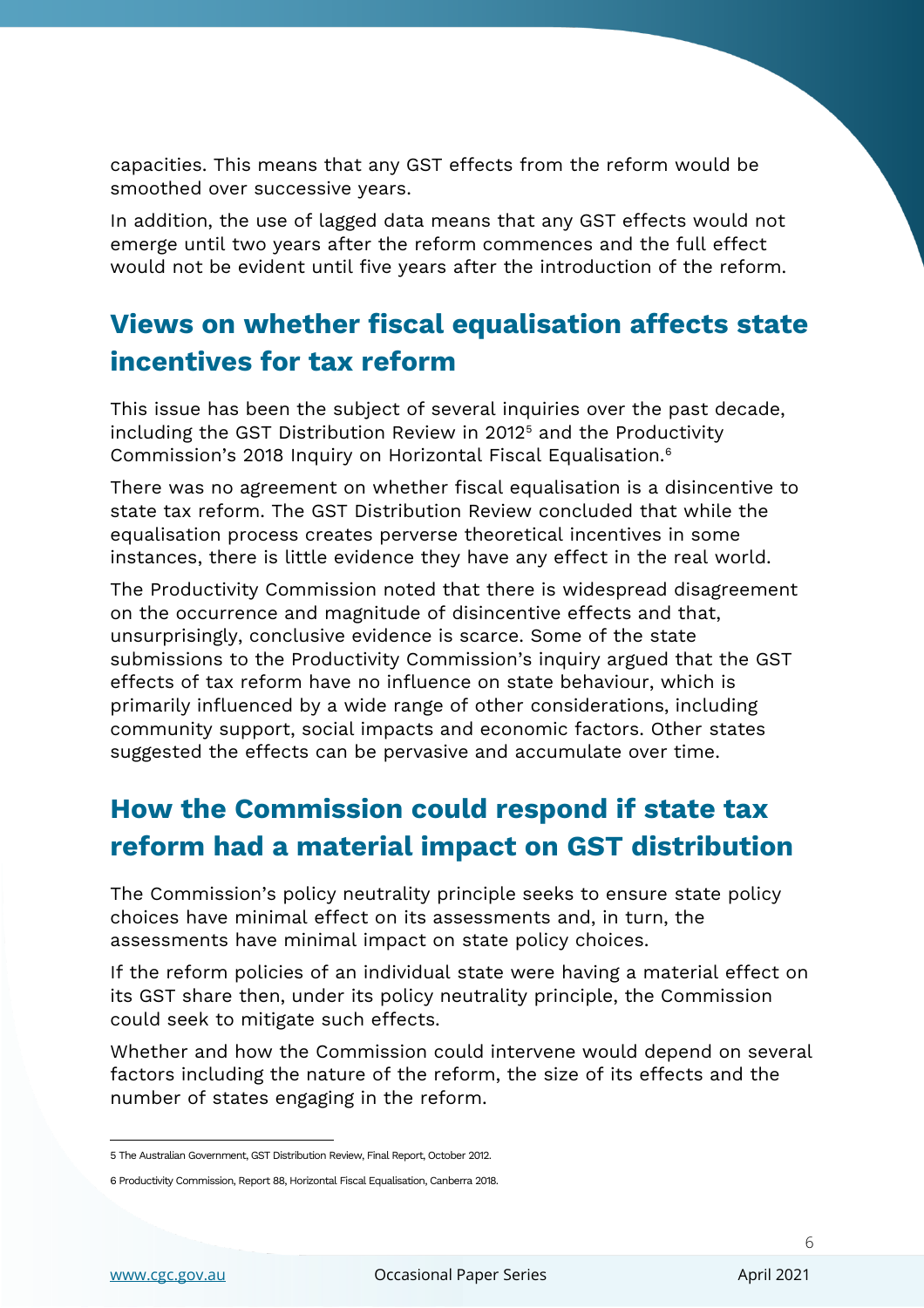capacities. This means that any GST effects from the reform would be smoothed over successive years.

In addition, the use of lagged data means that any GST effects would not emerge until two years after the reform commences and the full effect would not be evident until five years after the introduction of the reform.

## Views on whether fiscal equalisation affects state incentives for tax reform

This issue has been the subject of several inquiries over the past decade, including the GST Distribution Review in 2012[5] and the Productivity Commission's 2018 Inquiry on Horizontal Fiscal Equalisation.[6]

There was no agreement on whether fiscal equalisation is a disincentive to state tax reform. The GST Distribution Review concluded that while the equalisation process creates perverse theoretical incentives in some instances, there is little evidence they have any effect in the real world.

The Productivity Commission noted that there is widespread disagreement on the occurrence and magnitude of disincentive effects and that, unsurprisingly, conclusive evidence is scarce. Some of the state submissions to the Productivity Commission's inquiry argued that the GST effects of tax reform have no influence on state behaviour, which is primarily influenced by a wide range of other considerations, including community support, social impacts and economic factors. Other states suggested the effects can be pervasive and accumulate over time.

## How the Commission could respond if state tax reform had a material impact on GST distribution

The Commission's policy neutrality principle seeks to ensure state policy choices have minimal effect on its assessments and, in turn, the assessments have minimal impact on state policy choices.

If the reform policies of an individual state were having a material effect on its GST share then, under its policy neutrality principle, the Commission could seek to mitigate such effects.

Whether and how the Commission could intervene would depend on several factors including the nature of the reform, the size of its effects and the number of states engaging in the reform.

---

5 The Australian Government, GST Distribution Review, Final Report, October 2012.

6 Productivity Commission, Report 88, Horizontal Fiscal Equalisation, Canberra 2018.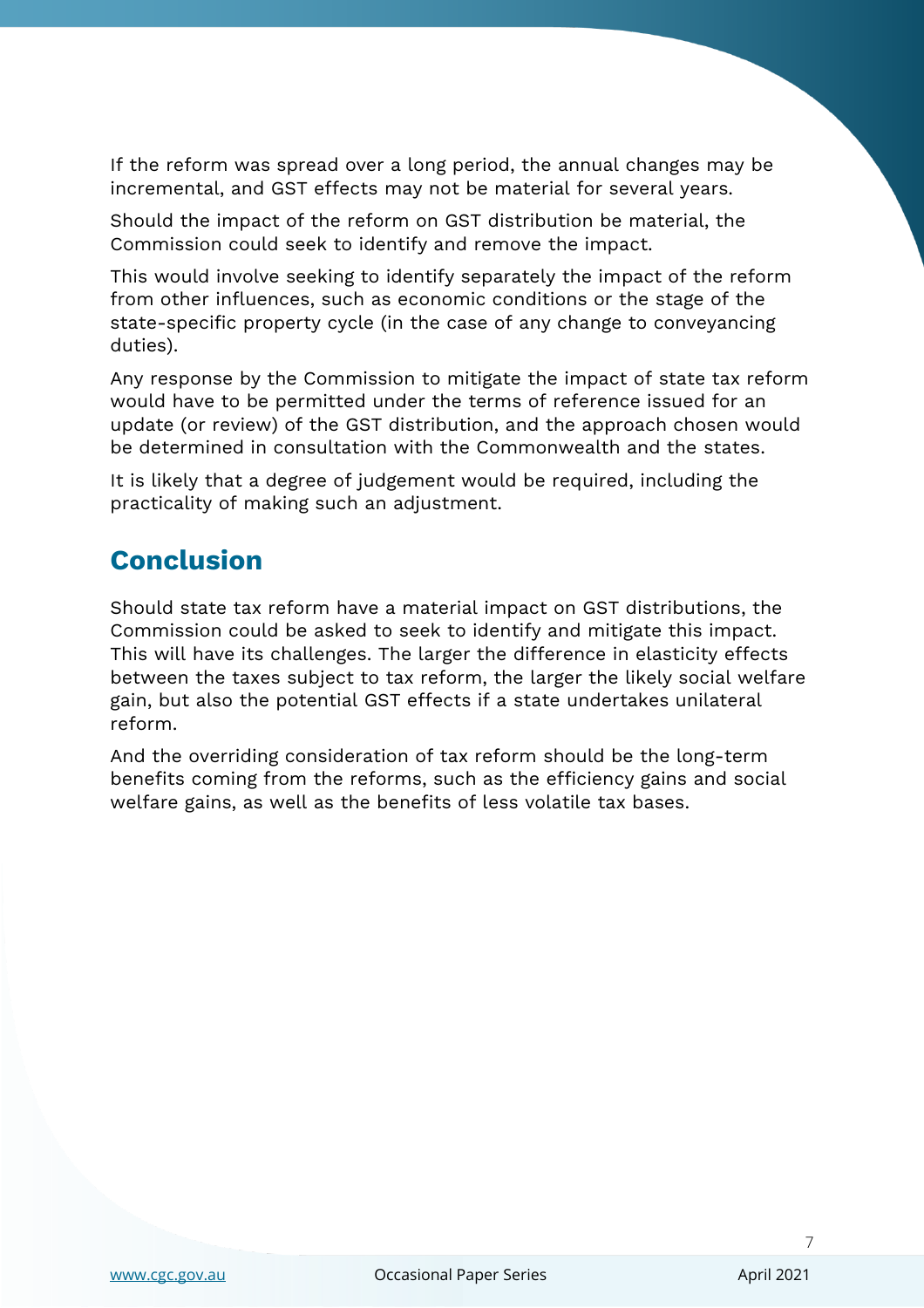If the reform was spread over a long period, the annual changes may be incremental, and GST effects may not be material for several years.

Should the impact of the reform on GST distribution be material, the Commission could seek to identify and remove the impact.

This would involve seeking to identify separately the impact of the reform from other influences, such as economic conditions or the stage of the state-specific property cycle (in the case of any change to conveyancing duties).

Any response by the Commission to mitigate the impact of state tax reform would have to be permitted under the terms of reference issued for an update (or review) of the GST distribution, and the approach chosen would be determined in consultation with the Commonwealth and the states.

It is likely that a degree of judgement would be required, including the practicality of making such an adjustment.

## Conclusion

Should state tax reform have a material impact on GST distributions, the Commission could be asked to seek to identify and mitigate this impact. This will have its challenges. The larger the difference in elasticity effects between the taxes subject to tax reform, the larger the likely social welfare gain, but also the potential GST effects if a state undertakes unilateral reform.

And the overriding consideration of tax reform should be the long-term benefits coming from the reforms, such as the efficiency gains and social welfare gains, as well as the benefits of less volatile tax bases.